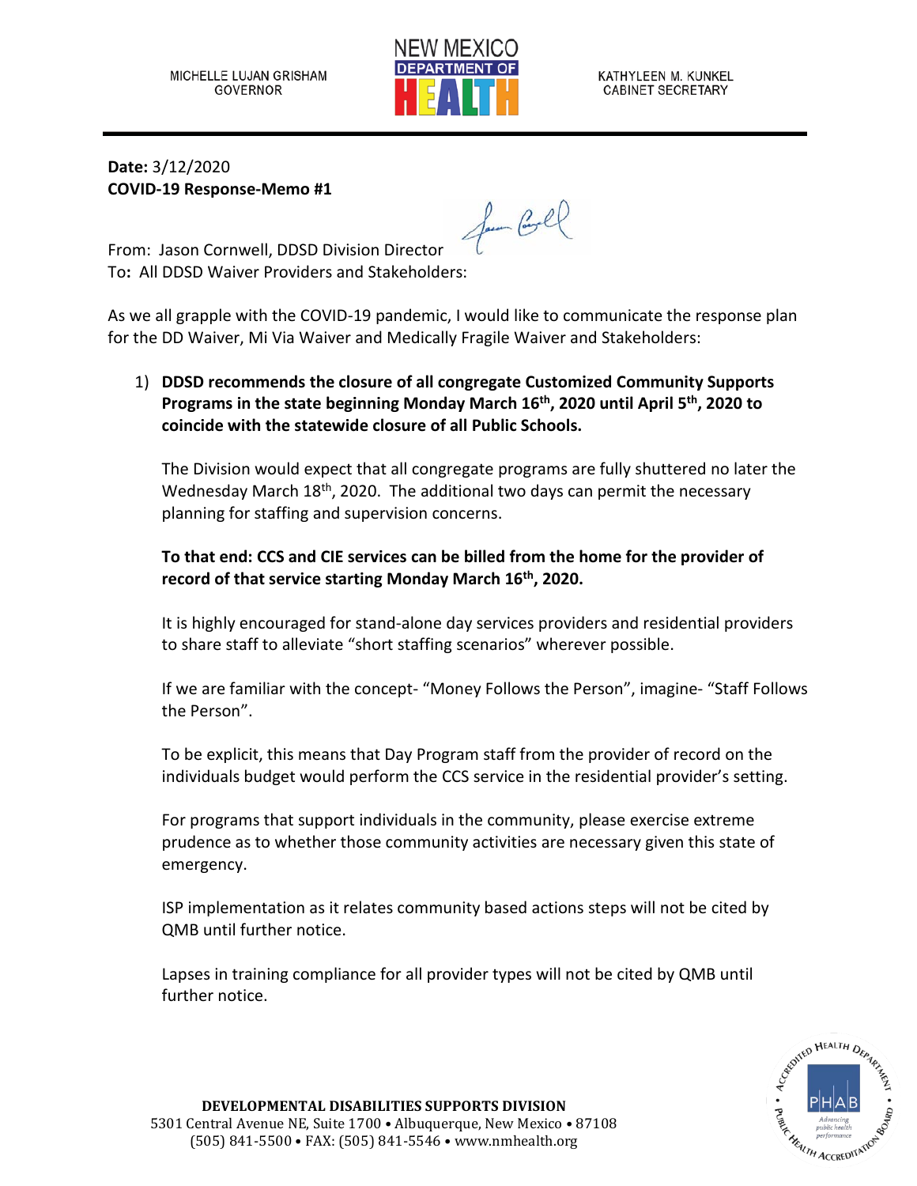MICHELLE LUJAN GRISHAM
GOVERNOR

NEW MEXICO DEPARTMENT OF HEALTH

KATHYLEEN M. KUNKEL
CABINET SECRETARY

**Date:** 3/12/2020
**COVID-19 Response-Memo #1**

From: Jason Cornwell, DDSD Division Director
To**:** All DDSD Waiver Providers and Stakeholders:

As we all grapple with the COVID-19 pandemic, I would like to communicate the response plan for the DD Waiver, Mi Via Waiver and Medically Fragile Waiver and Stakeholders:

1) **DDSD recommends the closure of all congregate Customized Community Supports Programs in the state beginning Monday March 16th, 2020 until April 5th, 2020 to coincide with the statewide closure of all Public Schools.**

   The Division would expect that all congregate programs are fully shuttered no later the Wednesday March 18th, 2020. The additional two days can permit the necessary planning for staffing and supervision concerns.

   **To that end: CCS and CIE services can be billed from the home for the provider of record of that service starting Monday March 16th, 2020.**

   It is highly encouraged for stand-alone day services providers and residential providers to share staff to alleviate "short staffing scenarios" wherever possible.

   If we are familiar with the concept- "Money Follows the Person", imagine- "Staff Follows the Person".

   To be explicit, this means that Day Program staff from the provider of record on the individuals budget would perform the CCS service in the residential provider's setting.

   For programs that support individuals in the community, please exercise extreme prudence as to whether those community activities are necessary given this state of emergency.

   ISP implementation as it relates community based actions steps will not be cited by QMB until further notice.

   Lapses in training compliance for all provider types will not be cited by QMB until further notice.

**DEVELOPMENTAL DISABILITIES SUPPORTS DIVISION**
5301 Central Avenue NE, Suite 1700 • Albuquerque, New Mexico • 87108
(505) 841-5500 • FAX: (505) 841-5546 • www.nmhealth.org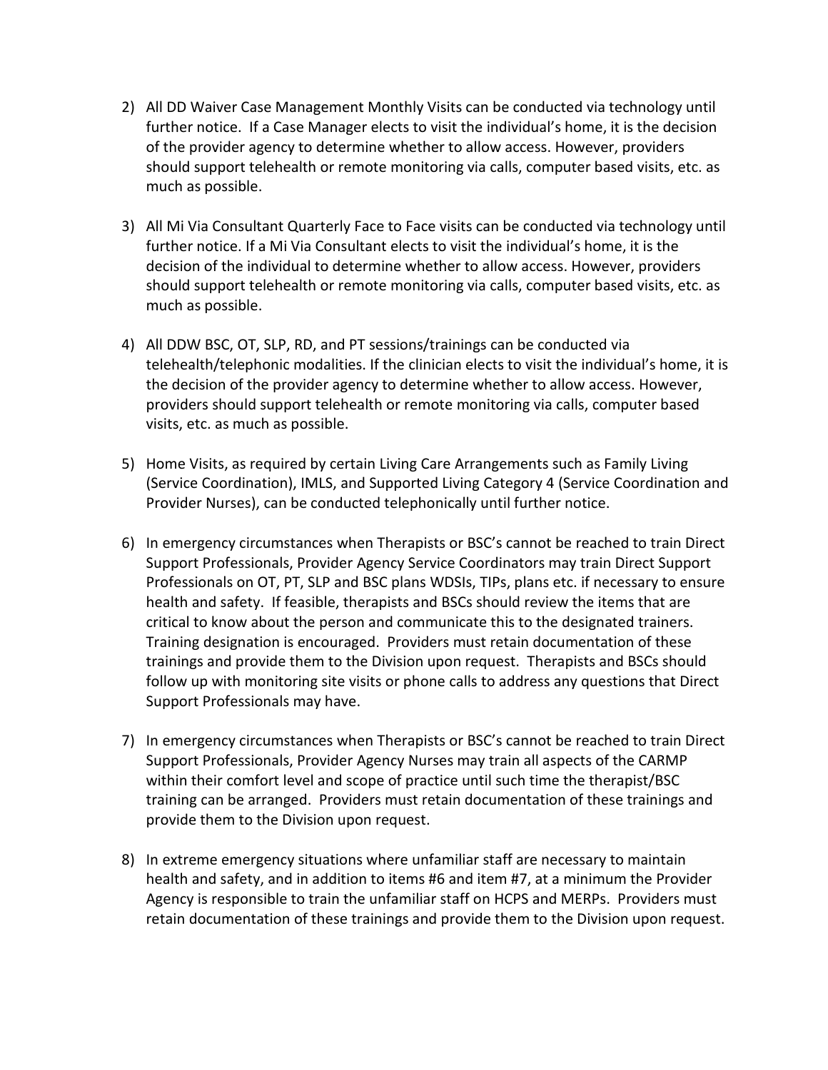2) All DD Waiver Case Management Monthly Visits can be conducted via technology until further notice. If a Case Manager elects to visit the individual's home, it is the decision of the provider agency to determine whether to allow access. However, providers should support telehealth or remote monitoring via calls, computer based visits, etc. as much as possible.

3) All Mi Via Consultant Quarterly Face to Face visits can be conducted via technology until further notice. If a Mi Via Consultant elects to visit the individual's home, it is the decision of the individual to determine whether to allow access. However, providers should support telehealth or remote monitoring via calls, computer based visits, etc. as much as possible.

4) All DDW BSC, OT, SLP, RD, and PT sessions/trainings can be conducted via telehealth/telephonic modalities. If the clinician elects to visit the individual's home, it is the decision of the provider agency to determine whether to allow access. However, providers should support telehealth or remote monitoring via calls, computer based visits, etc. as much as possible.

5) Home Visits, as required by certain Living Care Arrangements such as Family Living (Service Coordination), IMLS, and Supported Living Category 4 (Service Coordination and Provider Nurses), can be conducted telephonically until further notice.

6) In emergency circumstances when Therapists or BSC's cannot be reached to train Direct Support Professionals, Provider Agency Service Coordinators may train Direct Support Professionals on OT, PT, SLP and BSC plans WDSIs, TIPs, plans etc. if necessary to ensure health and safety. If feasible, therapists and BSCs should review the items that are critical to know about the person and communicate this to the designated trainers. Training designation is encouraged. Providers must retain documentation of these trainings and provide them to the Division upon request. Therapists and BSCs should follow up with monitoring site visits or phone calls to address any questions that Direct Support Professionals may have.

7) In emergency circumstances when Therapists or BSC's cannot be reached to train Direct Support Professionals, Provider Agency Nurses may train all aspects of the CARMP within their comfort level and scope of practice until such time the therapist/BSC training can be arranged. Providers must retain documentation of these trainings and provide them to the Division upon request.

8) In extreme emergency situations where unfamiliar staff are necessary to maintain health and safety, and in addition to items #6 and item #7, at a minimum the Provider Agency is responsible to train the unfamiliar staff on HCPS and MERPs. Providers must retain documentation of these trainings and provide them to the Division upon request.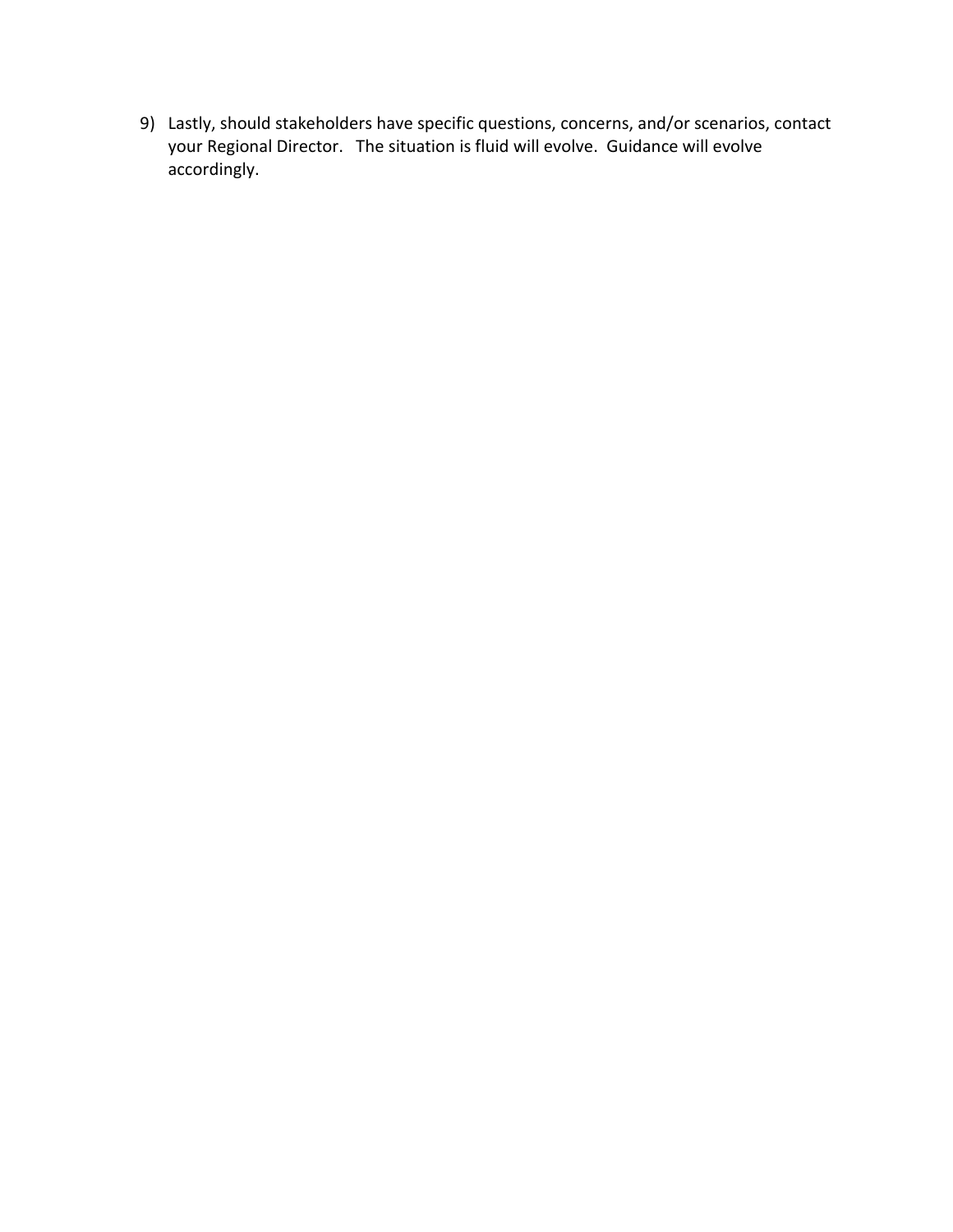9) Lastly, should stakeholders have specific questions, concerns, and/or scenarios, contact your Regional Director. The situation is fluid will evolve. Guidance will evolve accordingly.